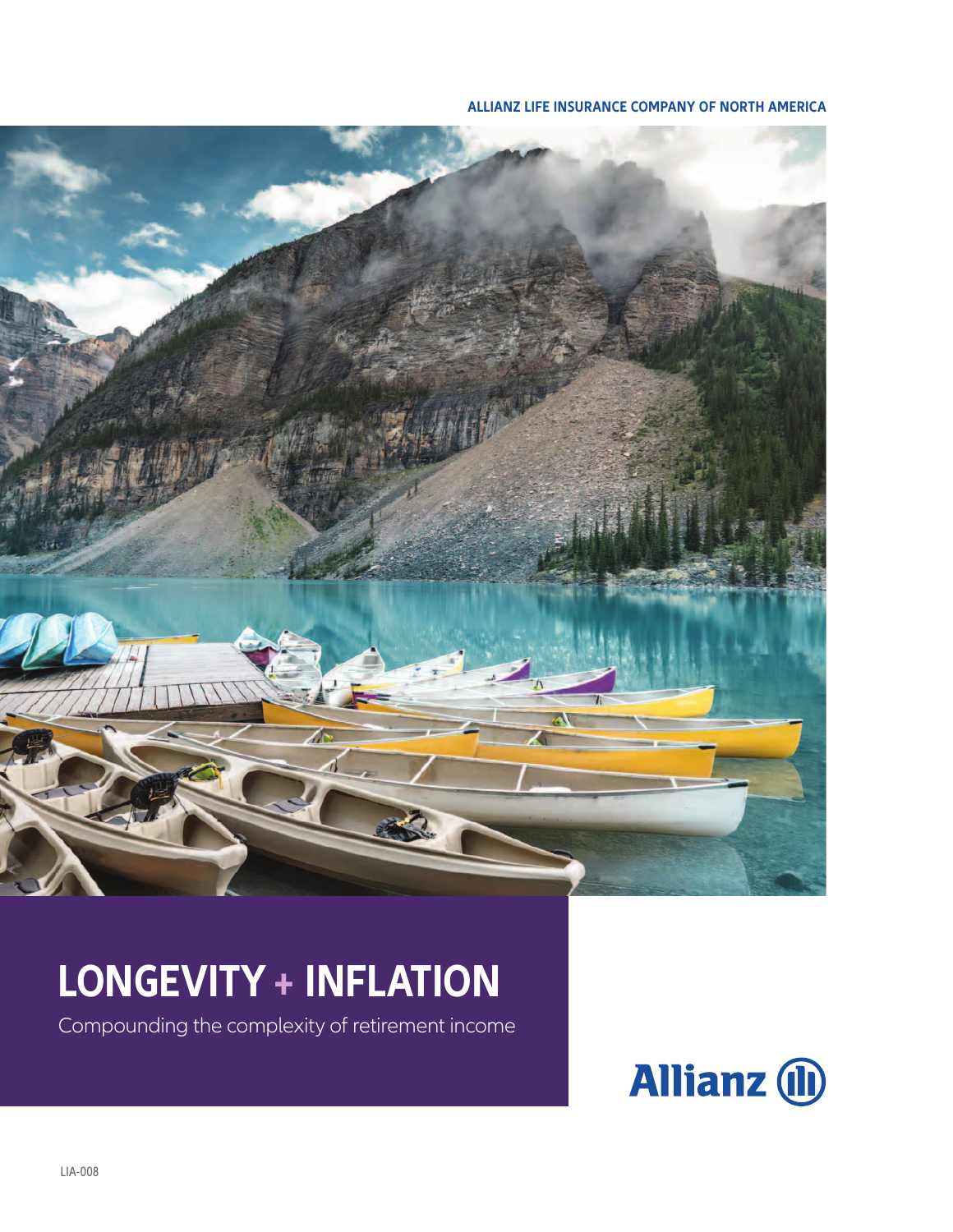ALLIANZ LIFE INSURANCE COMPANY OF NORTH AMERICA

# LONGEVITY + INFLATION

Compounding the complexity of retirement income

Allianz

LIA-008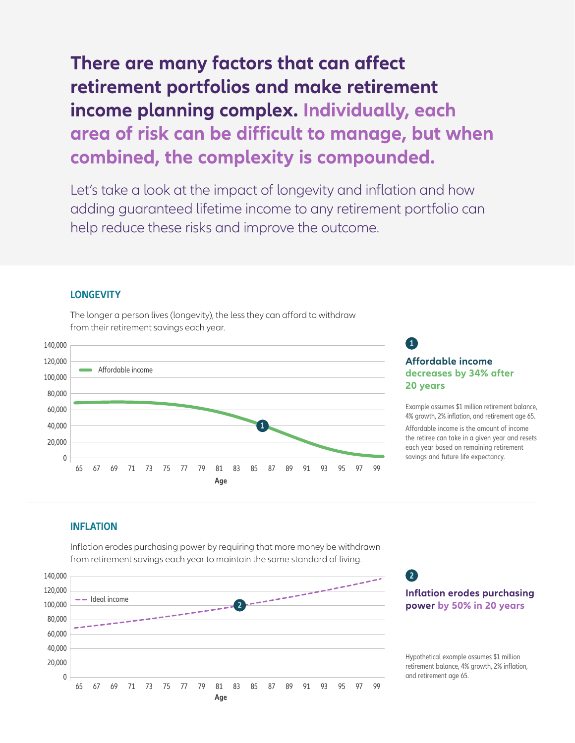## There are many factors that can affect retirement portfolios and make retirement income planning complex. Individually, each area of risk can be difficult to manage, but when combined, the complexity is compounded.

Let's take a look at the impact of longevity and inflation and how adding guaranteed lifetime income to any retirement portfolio can help reduce these risks and improve the outcome.

### LONGEVITY

The longer a person lives (longevity), the less they can afford to withdraw from their retirement savings each year.

140,000
120,000
100,000
80,000
60,000
40,000
20,000
0

Affordable income

65 67 69 71 73 75 77 79 81 83 85 87 89 91 93 95 97 99

Age

**1**

**Affordable income decreases by 34% after 20 years**

Example assumes $1 million retirement balance, 4% growth, 2% inflation, and retirement age 65.

Affordable income is the amount of income the retiree can take in a given year and resets each year based on remaining retirement savings and future life expectancy.

### INFLATION

Inflation erodes purchasing power by requiring that more money be withdrawn from retirement savings each year to maintain the same standard of living.

140,000
120,000
100,000
80,000
60,000
40,000
20,000
0

Ideal income

65 67 69 71 73 75 77 79 81 83 85 87 89 91 93 95 97 99

Age

**2**

**Inflation erodes purchasing power by 50% in 20 years**

Hypothetical example assumes $1 million retirement balance, 4% growth, 2% inflation, and retirement age 65.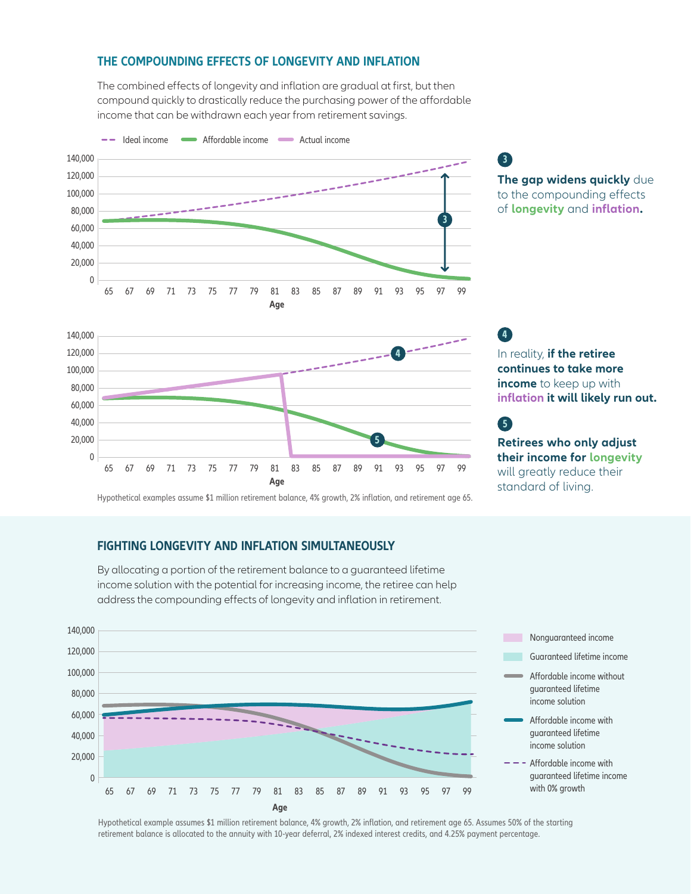## THE COMPOUNDING EFFECTS OF LONGEVITY AND INFLATION

The combined effects of longevity and inflation are gradual at first, but then compound quickly to drastically reduce the purchasing power of the affordable income that can be withdrawn each year from retirement savings.

**3** **The gap widens quickly** due to the compounding effects of **longevity** and **inflation.**

**4** In reality, **if the retiree continues to take more income** to keep up with **inflation it will likely run out.**

**5** **Retirees who only adjust their income for longevity** will greatly reduce their standard of living.

Hypothetical examples assume $1 million retirement balance, 4% growth, 2% inflation, and retirement age 65.

## FIGHTING LONGEVITY AND INFLATION SIMULTANEOUSLY

By allocating a portion of the retirement balance to a guaranteed lifetime income solution with the potential for increasing income, the retiree can help address the compounding effects of longevity and inflation in retirement.

Hypothetical example assumes $1 million retirement balance, 4% growth, 2% inflation, and retirement age 65. Assumes 50% of the starting retirement balance is allocated to the annuity with 10-year deferral, 2% indexed interest credits, and 4.25% payment percentage.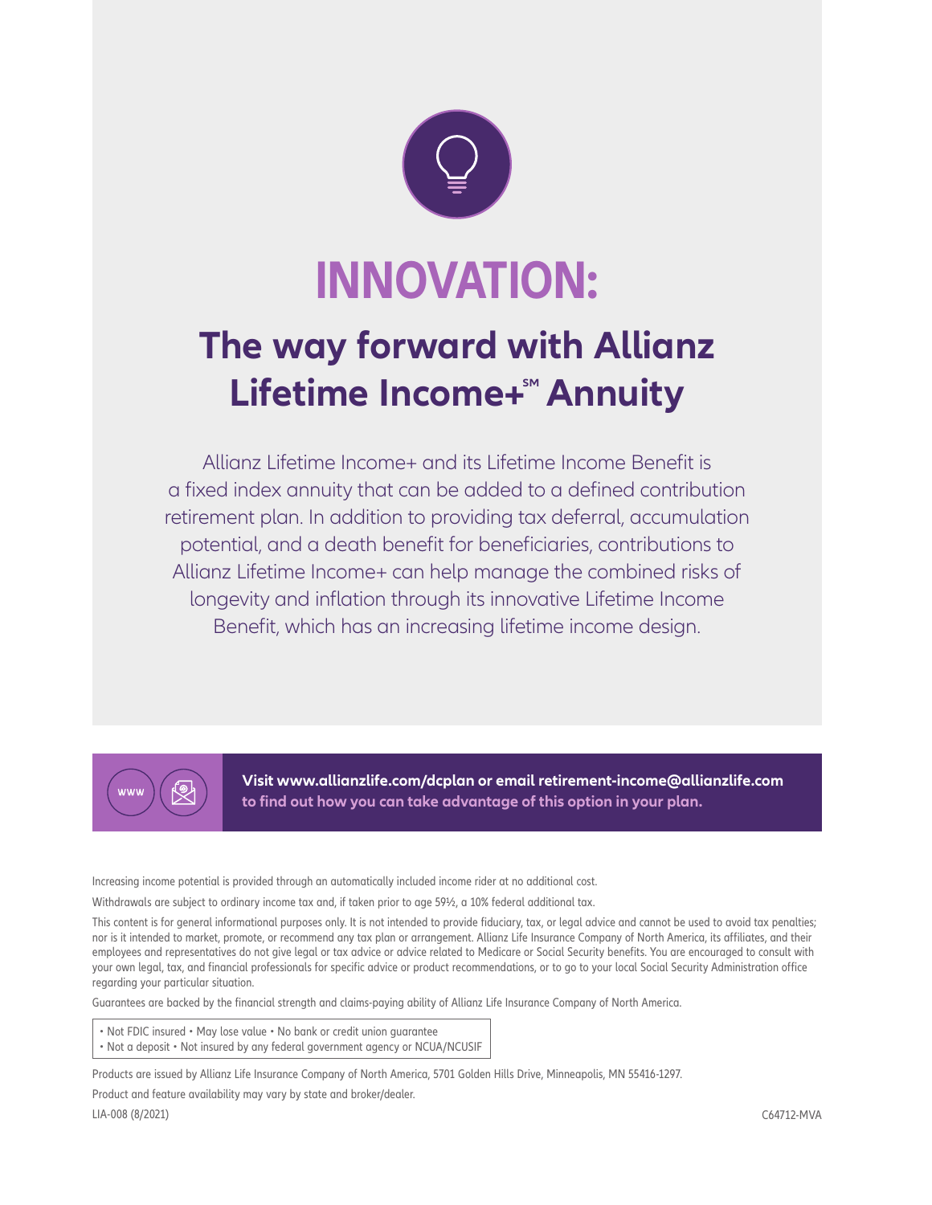# INNOVATION:

## The way forward with Allianz Lifetime Income+℠ Annuity

Allianz Lifetime Income+ and its Lifetime Income Benefit is a fixed index annuity that can be added to a defined contribution retirement plan. In addition to providing tax deferral, accumulation potential, and a death benefit for beneficiaries, contributions to Allianz Lifetime Income+ can help manage the combined risks of longevity and inflation through its innovative Lifetime Income Benefit, which has an increasing lifetime income design.

**Visit www.allianzlife.com/dcplan or email retirement-income@allianzlife.com to find out how you can take advantage of this option in your plan.**

Increasing income potential is provided through an automatically included income rider at no additional cost.

Withdrawals are subject to ordinary income tax and, if taken prior to age 59½, a 10% federal additional tax.

This content is for general informational purposes only. It is not intended to provide fiduciary, tax, or legal advice and cannot be used to avoid tax penalties; nor is it intended to market, promote, or recommend any tax plan or arrangement. Allianz Life Insurance Company of North America, its affiliates, and their employees and representatives do not give legal or tax advice or advice related to Medicare or Social Security benefits. You are encouraged to consult with your own legal, tax, and financial professionals for specific advice or product recommendations, or to go to your local Social Security Administration office regarding your particular situation.

Guarantees are backed by the financial strength and claims-paying ability of Allianz Life Insurance Company of North America.

• Not FDIC insured • May lose value • No bank or credit union guarantee
• Not a deposit • Not insured by any federal government agency or NCUA/NCUSIF

Products are issued by Allianz Life Insurance Company of North America, 5701 Golden Hills Drive, Minneapolis, MN 55416-1297.

Product and feature availability may vary by state and broker/dealer.

LIA-008 (8/2021)

C64712-MVA